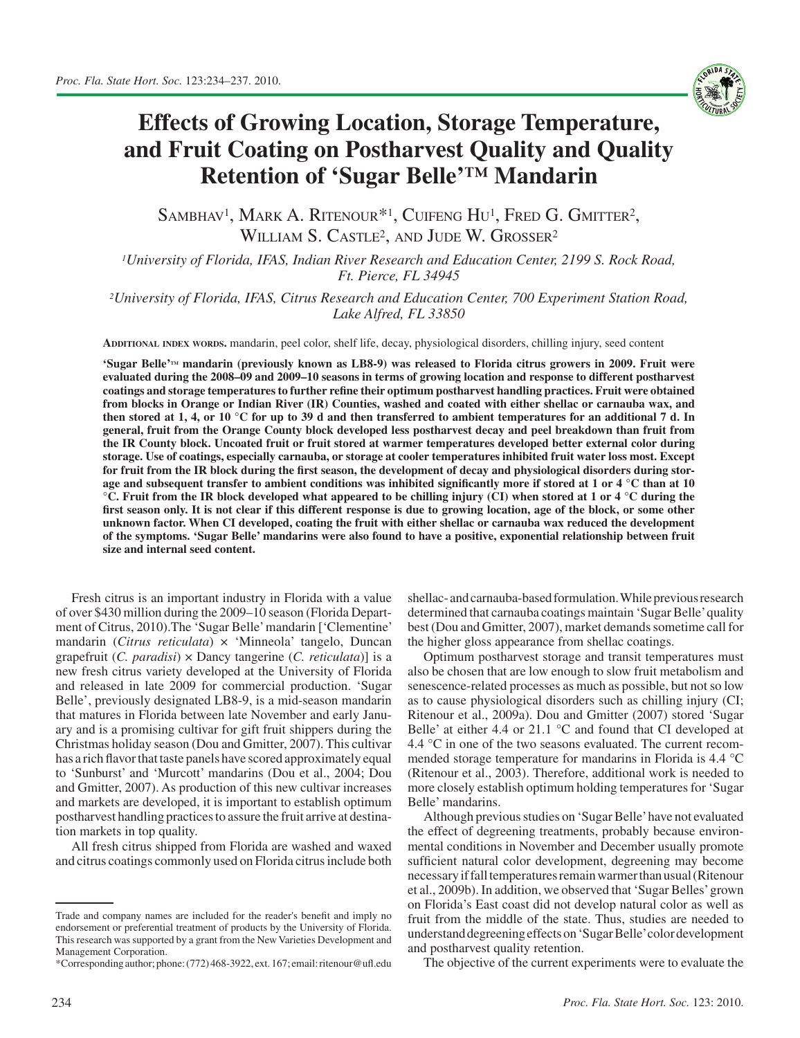# Effects of Growing Location, Storage Temperature, and Fruit Coating on Postharvest Quality and Quality Retention of 'Sugar Belle'™ Mandarin

Sambhav[1], Mark A. Ritenour*[1], Cuifeng Hu[1], Fred G. Gmitter[2], William S. Castle[2], and Jude W. Grosser[2]

[1]*University of Florida, IFAS, Indian River Research and Education Center, 2199 S. Rock Road, Ft. Pierce, FL 34945*

[2]*University of Florida, IFAS, Citrus Research and Education Center, 700 Experiment Station Road, Lake Alfred, FL 33850*

**Additional index words.** mandarin, peel color, shelf life, decay, physiological disorders, chilling injury, seed content

**'Sugar Belle'™ mandarin (previously known as LB8-9) was released to Florida citrus growers in 2009. Fruit were evaluated during the 2008–09 and 2009–10 seasons in terms of growing location and response to different postharvest coatings and storage temperatures to further refine their optimum postharvest handling practices. Fruit were obtained from blocks in Orange or Indian River (IR) Counties, washed and coated with either shellac or carnauba wax, and then stored at 1, 4, or 10 °C for up to 39 d and then transferred to ambient temperatures for an additional 7 d. In general, fruit from the Orange County block developed less postharvest decay and peel breakdown than fruit from the IR County block. Uncoated fruit or fruit stored at warmer temperatures developed better external color during storage. Use of coatings, especially carnauba, or storage at cooler temperatures inhibited fruit water loss most. Except for fruit from the IR block during the first season, the development of decay and physiological disorders during storage and subsequent transfer to ambient conditions was inhibited significantly more if stored at 1 or 4 °C than at 10 °C. Fruit from the IR block developed what appeared to be chilling injury (CI) when stored at 1 or 4 °C during the first season only. It is not clear if this different response is due to growing location, age of the block, or some other unknown factor. When CI developed, coating the fruit with either shellac or carnauba wax reduced the development of the symptoms. 'Sugar Belle' mandarins were also found to have a positive, exponential relationship between fruit size and internal seed content.**

Fresh citrus is an important industry in Florida with a value of over $430 million during the 2009–10 season (Florida Department of Citrus, 2010).The 'Sugar Belle' mandarin ['Clementine' mandarin (*Citrus reticulata*) × 'Minneola' tangelo, Duncan grapefruit (*C. paradisi*) × Dancy tangerine (*C. reticulata*)] is a new fresh citrus variety developed at the University of Florida and released in late 2009 for commercial production. 'Sugar Belle', previously designated LB8-9, is a mid-season mandarin that matures in Florida between late November and early January and is a promising cultivar for gift fruit shippers during the Christmas holiday season (Dou and Gmitter, 2007). This cultivar has a rich flavor that taste panels have scored approximately equal to 'Sunburst' and 'Murcott' mandarins (Dou et al., 2004; Dou and Gmitter, 2007). As production of this new cultivar increases and markets are developed, it is important to establish optimum postharvest handling practices to assure the fruit arrive at destination markets in top quality.

All fresh citrus shipped from Florida are washed and waxed and citrus coatings commonly used on Florida citrus include both shellac- and carnauba-based formulation. While previous research determined that carnauba coatings maintain 'Sugar Belle' quality best (Dou and Gmitter, 2007), market demands sometime call for the higher gloss appearance from shellac coatings.

Optimum postharvest storage and transit temperatures must also be chosen that are low enough to slow fruit metabolism and senescence-related processes as much as possible, but not so low as to cause physiological disorders such as chilling injury (CI; Ritenour et al., 2009a). Dou and Gmitter (2007) stored 'Sugar Belle' at either 4.4 or 21.1 °C and found that CI developed at 4.4 °C in one of the two seasons evaluated. The current recommended storage temperature for mandarins in Florida is 4.4 °C (Ritenour et al., 2003). Therefore, additional work is needed to more closely establish optimum holding temperatures for 'Sugar Belle' mandarins.

Although previous studies on 'Sugar Belle' have not evaluated the effect of degreening treatments, probably because environmental conditions in November and December usually promote sufficient natural color development, degreening may become necessary if fall temperatures remain warmer than usual (Ritenour et al., 2009b). In addition, we observed that 'Sugar Belles' grown on Florida's East coast did not develop natural color as well as fruit from the middle of the state. Thus, studies are needed to understand degreening effects on 'Sugar Belle' color development and postharvest quality retention.

The objective of the current experiments were to evaluate the

---

Trade and company names are included for the reader's benefit and imply no endorsement or preferential treatment of products by the University of Florida. This research was supported by a grant from the New Varieties Development and Management Corporation.

*Corresponding author; phone: (772) 468-3922, ext. 167; email: ritenour@ufl.edu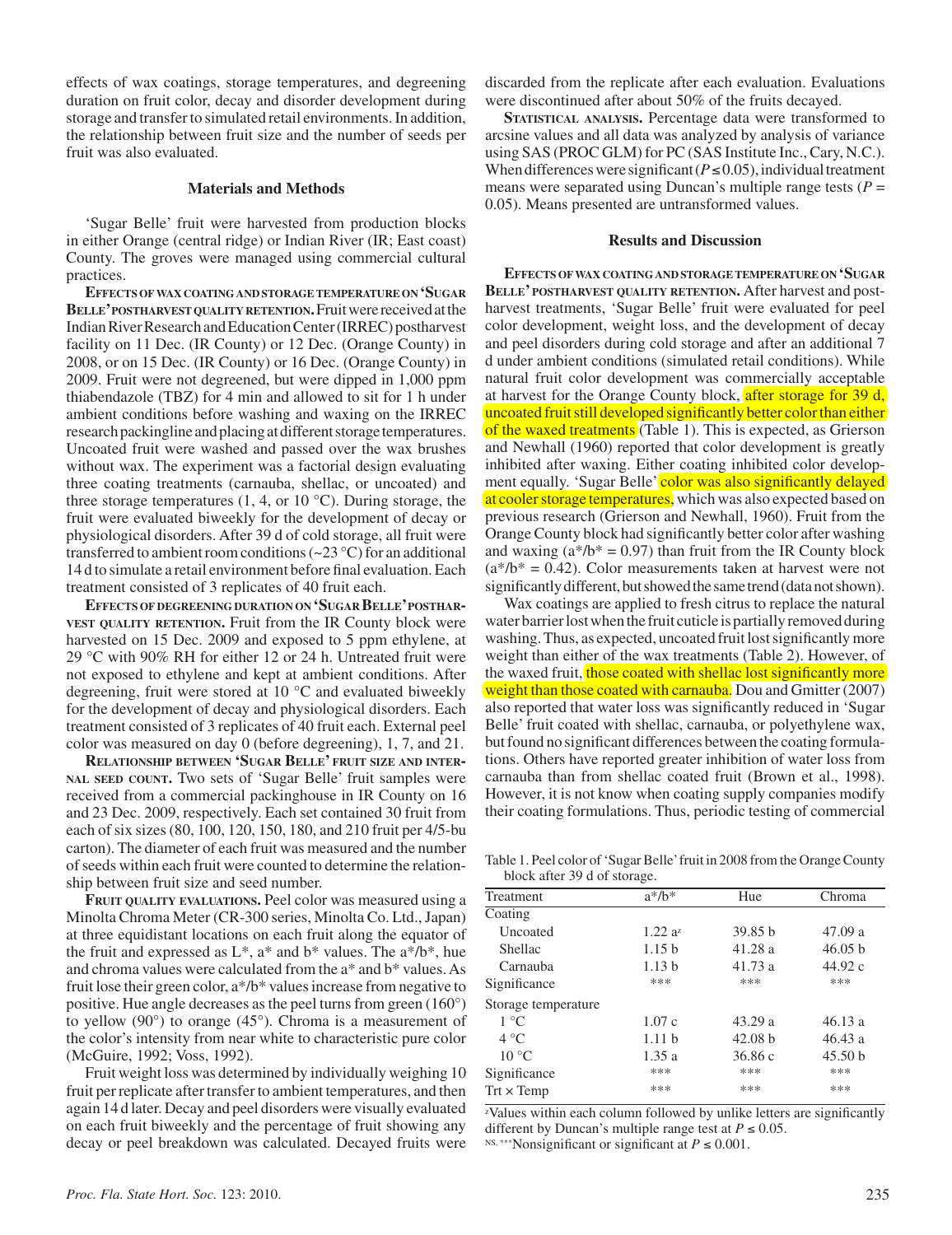effects of wax coatings, storage temperatures, and degreening duration on fruit color, decay and disorder development during storage and transfer to simulated retail environments. In addition, the relationship between fruit size and the number of seeds per fruit was also evaluated.

## Materials and Methods

'Sugar Belle' fruit were harvested from production blocks in either Orange (central ridge) or Indian River (IR; East coast) County. The groves were managed using commercial cultural practices.

**Effects of wax coating and storage temperature on 'Sugar Belle' postharvest quality retention.** Fruit were received at the Indian River Research and Education Center (IRREC) postharvest facility on 11 Dec. (IR County) or 12 Dec. (Orange County) in 2008, or on 15 Dec. (IR County) or 16 Dec. (Orange County) in 2009. Fruit were not degreened, but were dipped in 1,000 ppm thiabendazole (TBZ) for 4 min and allowed to sit for 1 h under ambient conditions before washing and waxing on the IRREC research packingline and placing at different storage temperatures. Uncoated fruit were washed and passed over the wax brushes without wax. The experiment was a factorial design evaluating three coating treatments (carnauba, shellac, or uncoated) and three storage temperatures (1, 4, or 10 °C). During storage, the fruit were evaluated biweekly for the development of decay or physiological disorders. After 39 d of cold storage, all fruit were transferred to ambient room conditions (~23 °C) for an additional 14 d to simulate a retail environment before final evaluation. Each treatment consisted of 3 replicates of 40 fruit each.

**Effects of degreening duration on 'Sugar Belle' postharvest quality retention.** Fruit from the IR County block were harvested on 15 Dec. 2009 and exposed to 5 ppm ethylene, at 29 °C with 90% RH for either 12 or 24 h. Untreated fruit were not exposed to ethylene and kept at ambient conditions. After degreening, fruit were stored at 10 °C and evaluated biweekly for the development of decay and physiological disorders. Each treatment consisted of 3 replicates of 40 fruit each. External peel color was measured on day 0 (before degreening), 1, 7, and 21.

**Relationship between 'Sugar Belle' fruit size and internal seed count.** Two sets of 'Sugar Belle' fruit samples were received from a commercial packinghouse in IR County on 16 and 23 Dec. 2009, respectively. Each set contained 30 fruit from each of six sizes (80, 100, 120, 150, 180, and 210 fruit per 4/5-bu carton). The diameter of each fruit was measured and the number of seeds within each fruit were counted to determine the relationship between fruit size and seed number.

**Fruit quality evaluations.** Peel color was measured using a Minolta Chroma Meter (CR-300 series, Minolta Co. Ltd., Japan) at three equidistant locations on each fruit along the equator of the fruit and expressed as L\*, a\* and b\* values. The a\*/b\*, hue and chroma values were calculated from the a\* and b\* values. As fruit lose their green color, a\*/b\* values increase from negative to positive. Hue angle decreases as the peel turns from green (160°) to yellow (90°) to orange (45°). Chroma is a measurement of the color's intensity from near white to characteristic pure color (McGuire, 1992; Voss, 1992).

Fruit weight loss was determined by individually weighing 10 fruit per replicate after transfer to ambient temperatures, and then again 14 d later. Decay and peel disorders were visually evaluated on each fruit biweekly and the percentage of fruit showing any decay or peel breakdown was calculated. Decayed fruits were discarded from the replicate after each evaluation. Evaluations were discontinued after about 50% of the fruits decayed.

**Statistical analysis.** Percentage data were transformed to arcsine values and all data was analyzed by analysis of variance using SAS (PROC GLM) for PC (SAS Institute Inc., Cary, N.C.). When differences were significant ($P \leq 0.05$), individual treatment means were separated using Duncan's multiple range tests ($P = 0.05$). Means presented are untransformed values.

## Results and Discussion

**Effects of wax coating and storage temperature on 'Sugar Belle' postharvest quality retention.** After harvest and postharvest treatments, 'Sugar Belle' fruit were evaluated for peel color development, weight loss, and the development of decay and peel disorders during cold storage and after an additional 7 d under ambient conditions (simulated retail conditions). While natural fruit color development was commercially acceptable at harvest for the Orange County block, after storage for 39 d, uncoated fruit still developed significantly better color than either of the waxed treatments (Table 1). This is expected, as Grierson and Newhall (1960) reported that color development is greatly inhibited after waxing. Either coating inhibited color development equally. 'Sugar Belle' color was also significantly delayed at cooler storage temperatures, which was also expected based on previous research (Grierson and Newhall, 1960). Fruit from the Orange County block had significantly better color after washing and waxing (a\*/b\* = 0.97) than fruit from the IR County block (a\*/b\* = 0.42). Color measurements taken at harvest were not significantly different, but showed the same trend (data not shown).

Wax coatings are applied to fresh citrus to replace the natural water barrier lost when the fruit cuticle is partially removed during washing. Thus, as expected, uncoated fruit lost significantly more weight than either of the wax treatments (Table 2). However, of the waxed fruit, those coated with shellac lost significantly more weight than those coated with carnauba. Dou and Gmitter (2007) also reported that water loss was significantly reduced in 'Sugar Belle' fruit coated with shellac, carnauba, or polyethylene wax, but found no significant differences between the coating formulations. Others have reported greater inhibition of water loss from carnauba than from shellac coated fruit (Brown et al., 1998). However, it is not know when coating supply companies modify their coating formulations. Thus, periodic testing of commercial

Table 1. Peel color of 'Sugar Belle' fruit in 2008 from the Orange County block after 39 d of storage.

| Treatment | a\*/b\* | Hue | Chroma |
|---|---|---|---|
| Coating | | | |
| Uncoated | 1.22 a[z] | 39.85 b | 47.09 a |
| Shellac | 1.15 b | 41.28 a | 46.05 b |
| Carnauba | 1.13 b | 41.73 a | 44.92 c |
| Significance | \*\*\* | \*\*\* | \*\*\* |
| Storage temperature | | | |
| 1 °C | 1.07 c | 43.29 a | 46.13 a |
| 4 °C | 1.11 b | 42.08 b | 46.43 a |
| 10 °C | 1.35 a | 36.86 c | 45.50 b |
| Significance | \*\*\* | \*\*\* | \*\*\* |
| Trt × Temp | \*\*\* | \*\*\* | \*\*\* |

[z]Values within each column followed by unlike letters are significantly different by Duncan's multiple range test at $P \leq 0.05$.

NS, \*\*\*Nonsignificant or significant at $P \leq 0.001$.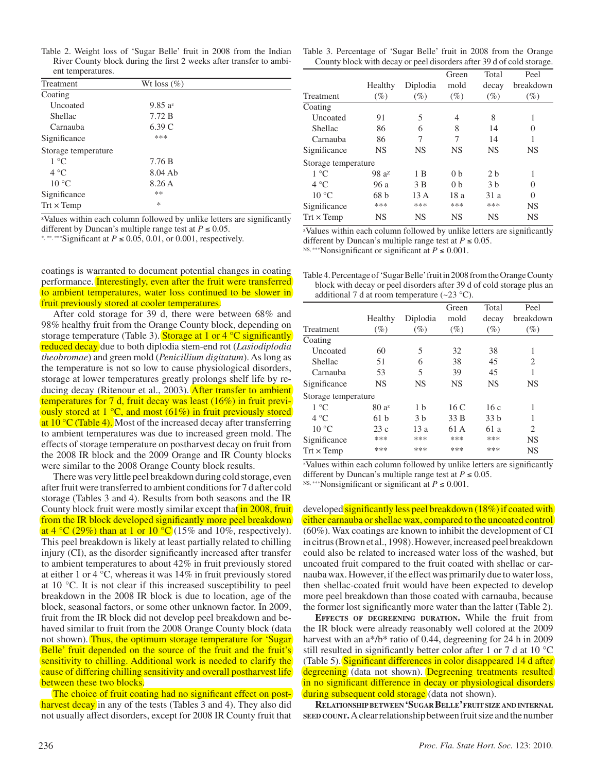Table 2. Weight loss of 'Sugar Belle' fruit in 2008 from the Indian River County block during the first 2 weeks after transfer to ambient temperatures.

| Treatment | Wt loss (%) |
|---|---|
| Coating | |
| Uncoated | 9.85 a[z] |
| Shellac | 7.72 B |
| Carnauba | 6.39 C |
| Significance | *** |
| Storage temperature | |
| 1 °C | 7.76 B |
| 4 °C | 8.04 Ab |
| 10 °C | 8.26 A |
| Significance | ** |
| Trt × Temp | * |

[z]Values within each column followed by unlike letters are significantly different by Duncan's multiple range test at $P \leq 0.05$.
*, **, ***Significant at $P \leq 0.05$, 0.01, or 0.001, respectively.

coatings is warranted to document potential changes in coating performance. Interestingly, even after the fruit were transferred to ambient temperatures, water loss continued to be slower in fruit previously stored at cooler temperatures.

After cold storage for 39 d, there were between 68% and 98% healthy fruit from the Orange County block, depending on storage temperature (Table 3). Storage at 1 or 4 °C significantly reduced decay due to both diplodia stem-end rot (*Lasiodiplodia theobromae*) and green mold (*Penicillium digitatum*). As long as the temperature is not so low to cause physiological disorders, storage at lower temperatures greatly prolongs shelf life by reducing decay (Ritenour et al., 2003). After transfer to ambient temperatures for 7 d, fruit decay was least (16%) in fruit previously stored at 1 °C, and most (61%) in fruit previously stored at 10 °C (Table 4). Most of the increased decay after transferring to ambient temperatures was due to increased green mold. The effects of storage temperature on postharvest decay on fruit from the 2008 IR block and the 2009 Orange and IR County blocks were similar to the 2008 Orange County block results.

There was very little peel breakdown during cold storage, even after fruit were transferred to ambient conditions for 7 d after cold storage (Tables 3 and 4). Results from both seasons and the IR County block fruit were mostly similar except that in 2008, fruit from the IR block developed significantly more peel breakdown at 4 °C (29%) than at 1 or 10 °C (15% and 10%, respectively). This peel breakdown is likely at least partially related to chilling injury (CI), as the disorder significantly increased after transfer to ambient temperatures to about 42% in fruit previously stored at either 1 or 4 °C, whereas it was 14% in fruit previously stored at 10 °C. It is not clear if this increased susceptibility to peel breakdown in the 2008 IR block is due to location, age of the block, seasonal factors, or some other unknown factor. In 2009, fruit from the IR block did not develop peel breakdown and behaved similar to fruit from the 2008 Orange County block (data not shown). Thus, the optimum storage temperature for 'Sugar Belle' fruit depended on the source of the fruit and the fruit's sensitivity to chilling. Additional work is needed to clarify the cause of differing chilling sensitivity and overall postharvest life between these two blocks.

The choice of fruit coating had no significant effect on postharvest decay in any of the tests (Tables 3 and 4). They also did not usually affect disorders, except for 2008 IR County fruit that developed significantly less peel breakdown (18%) if coated with either carnauba or shellac wax, compared to the uncoated control (60%). Wax coatings are known to inhibit the development of CI in citrus (Brown et al., 1998). However, increased peel breakdown could also be related to increased water loss of the washed, but uncoated fruit compared to the fruit coated with shellac or carnauba wax. However, if the effect was primarily due to water loss, then shellac-coated fruit would have been expected to develop more peel breakdown than those coated with carnauba, because the former lost significantly more water than the latter (Table 2).

Table 3. Percentage of 'Sugar Belle' fruit in 2008 from the Orange County block with decay or peel disorders after 39 d of cold storage.

| Treatment | Healthy (%) | Diplodia (%) | Green mold (%) | Total decay (%) | Peel breakdown (%) |
|---|---|---|---|---|---|
| Coating | | | | | |
| Uncoated | 91 | 5 | 4 | 8 | 1 |
| Shellac | 86 | 6 | 8 | 14 | 0 |
| Carnauba | 86 | 7 | 7 | 14 | 1 |
| Significance | NS | NS | NS | NS | NS |
| Storage temperature | | | | | |
| 1 °C | 98 a[z] | 1 B | 0 b | 2 b | 1 |
| 4 °C | 96 a | 3 B | 0 b | 3 b | 0 |
| 10 °C | 68 b | 13 A | 18 a | 31 a | 0 |
| Significance | *** | *** | *** | *** | NS |
| Trt × Temp | NS | NS | NS | NS | NS |

[z]Values within each column followed by unlike letters are significantly different by Duncan's multiple range test at $P \leq 0.05$.
NS, ***Nonsignificant or significant at $P \leq 0.001$.

Table 4. Percentage of 'Sugar Belle' fruit in 2008 from the Orange County block with decay or peel disorders after 39 d of cold storage plus an additional 7 d at room temperature (~23 °C).

| Treatment | Healthy (%) | Diplodia (%) | Green mold (%) | Total decay (%) | Peel breakdown (%) |
|---|---|---|---|---|---|
| Coating | | | | | |
| Uncoated | 60 | 5 | 32 | 38 | 1 |
| Shellac | 51 | 6 | 38 | 45 | 2 |
| Carnauba | 53 | 5 | 39 | 45 | 1 |
| Significance | NS | NS | NS | NS | NS |
| Storage temperature | | | | | |
| 1 °C | 80 a[z] | 1 b | 16 C | 16 c | 1 |
| 4 °C | 61 b | 3 b | 33 B | 33 b | 1 |
| 10 °C | 23 c | 13 a | 61 A | 61 a | 2 |
| Significance | *** | *** | *** | *** | NS |
| Trt × Temp | *** | *** | *** | *** | NS |

[z]Values within each column followed by unlike letters are significantly different by Duncan's multiple range test at $P \leq 0.05$.
NS, ***Nonsignificant or significant at $P \leq 0.001$.

**Effects of degreening duration.** While the fruit from the IR block were already reasonably well colored at the 2009 harvest with an a*/b* ratio of 0.44, degreening for 24 h in 2009 still resulted in significantly better color after 1 or 7 d at 10 °C (Table 5). Significant differences in color disappeared 14 d after degreening (data not shown). Degreening treatments resulted in no significant difference in decay or physiological disorders during subsequent cold storage (data not shown).

**Relationship between 'Sugar Belle' fruit size and internal seed count.** A clear relationship between fruit size and the number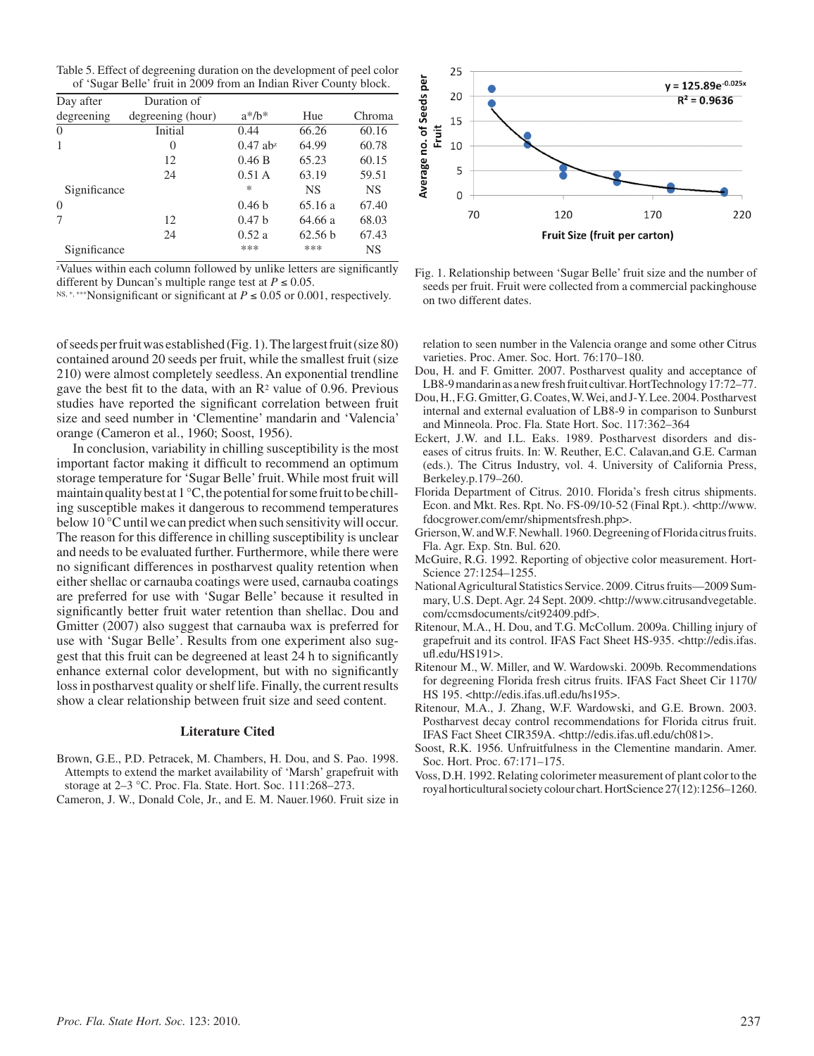Table 5. Effect of degreening duration on the development of peel color of 'Sugar Belle' fruit in 2009 from an Indian River County block.

| Day after degreening | Duration of degreening (hour) | a*/b* | Hue | Chroma |
|---|---|---|---|---|
| 0 | Initial | 0.44 | 66.26 | 60.16 |
| 1 | 0 | 0.47 ab[z] | 64.99 | 60.78 |
| | 12 | 0.46 B | 65.23 | 60.15 |
| | 24 | 0.51 A | 63.19 | 59.51 |
| Significance | | * | NS | NS |
| 0 | | 0.46 b | 65.16 a | 67.40 |
| 7 | 12 | 0.47 b | 64.66 a | 68.03 |
| | 24 | 0.52 a | 62.56 b | 67.43 |
| Significance | | *** | *** | NS |

[z]Values within each column followed by unlike letters are significantly different by Duncan's multiple range test at $P \leq 0.05$.

NS, *, ***Nonsignificant or significant at $P \leq 0.05$ or 0.001, respectively.

y = 125.89e^-0.025x
R² = 0.9636
Average no. of Seeds per Fruit
Fruit Size (fruit per carton)
0 5 10 15 20 25
70 120 170 220

Fig. 1. Relationship between 'Sugar Belle' fruit size and the number of seeds per fruit. Fruit were collected from a commercial packinghouse on two different dates.

of seeds per fruit was established (Fig. 1). The largest fruit (size 80) contained around 20 seeds per fruit, while the smallest fruit (size 210) were almost completely seedless. An exponential trendline gave the best fit to the data, with an $R^2$ value of 0.96. Previous studies have reported the significant correlation between fruit size and seed number in 'Clementine' mandarin and 'Valencia' orange (Cameron et al., 1960; Soost, 1956).

In conclusion, variability in chilling susceptibility is the most important factor making it difficult to recommend an optimum storage temperature for 'Sugar Belle' fruit. While most fruit will maintain quality best at 1 °C, the potential for some fruit to be chilling susceptible makes it dangerous to recommend temperatures below 10 °C until we can predict when such sensitivity will occur. The reason for this difference in chilling susceptibility is unclear and needs to be evaluated further. Furthermore, while there were no significant differences in postharvest quality retention when either shellac or carnauba coatings were used, carnauba coatings are preferred for use with 'Sugar Belle' because it resulted in significantly better fruit water retention than shellac. Dou and Gmitter (2007) also suggest that carnauba wax is preferred for use with 'Sugar Belle'. Results from one experiment also suggest that this fruit can be degreened at least 24 h to significantly enhance external color development, but with no significantly loss in postharvest quality or shelf life. Finally, the current results show a clear relationship between fruit size and seed content.

## Literature Cited

Brown, G.E., P.D. Petracek, M. Chambers, H. Dou, and S. Pao. 1998. Attempts to extend the market availability of 'Marsh' grapefruit with storage at 2–3 °C. Proc. Fla. State. Hort. Soc. 111:268–273.

Cameron, J. W., Donald Cole, Jr., and E. M. Nauer.1960. Fruit size in relation to seen number in the Valencia orange and some other Citrus varieties. Proc. Amer. Soc. Hort. 76:170–180.

Dou, H. and F. Gmitter. 2007. Postharvest quality and acceptance of LB8-9 mandarin as a new fresh fruit cultivar. HortTechnology 17:72–77.

Dou, H., F.G. Gmitter, G. Coates, W. Wei, and J-Y. Lee. 2004. Postharvest internal and external evaluation of LB8-9 in comparison to Sunburst and Minneola. Proc. Fla. State Hort. Soc. 117:362–364

Eckert, J.W. and I.L. Eaks. 1989. Postharvest disorders and diseases of citrus fruits. In: W. Reuther, E.C. Calavan,and G.E. Carman (eds.). The Citrus Industry, vol. 4. University of California Press, Berkeley.p.179–260.

Florida Department of Citrus. 2010. Florida's fresh citrus shipments. Econ. and Mkt. Res. Rpt. No. FS-09/10-52 (Final Rpt.). <http://www.fdocgrower.com/emr/shipmentsfresh.php>.

Grierson, W. and W.F. Newhall. 1960. Degreening of Florida citrus fruits. Fla. Agr. Exp. Stn. Bul. 620.

McGuire, R.G. 1992. Reporting of objective color measurement. HortScience 27:1254–1255.

National Agricultural Statistics Service. 2009. Citrus fruits—2009 Summary, U.S. Dept. Agr. 24 Sept. 2009. <http://www.citrusandvegetable.com/ccmsdocuments/cit92409.pdf>.

Ritenour, M.A., H. Dou, and T.G. McCollum. 2009a. Chilling injury of grapefruit and its control. IFAS Fact Sheet HS-935. <http://edis.ifas.ufl.edu/HS191>.

Ritenour M., W. Miller, and W. Wardowski. 2009b. Recommendations for degreening Florida fresh citrus fruits. IFAS Fact Sheet Cir 1170/ HS 195. <http://edis.ifas.ufl.edu/hs195>.

Ritenour, M.A., J. Zhang, W.F. Wardowski, and G.E. Brown. 2003. Postharvest decay control recommendations for Florida citrus fruit. IFAS Fact Sheet CIR359A. <http://edis.ifas.ufl.edu/ch081>.

Soost, R.K. 1956. Unfruitfulness in the Clementine mandarin. Amer. Soc. Hort. Proc. 67:171–175.

Voss, D.H. 1992. Relating colorimeter measurement of plant color to the royal horticultural society colour chart. HortScience 27(12):1256–1260.